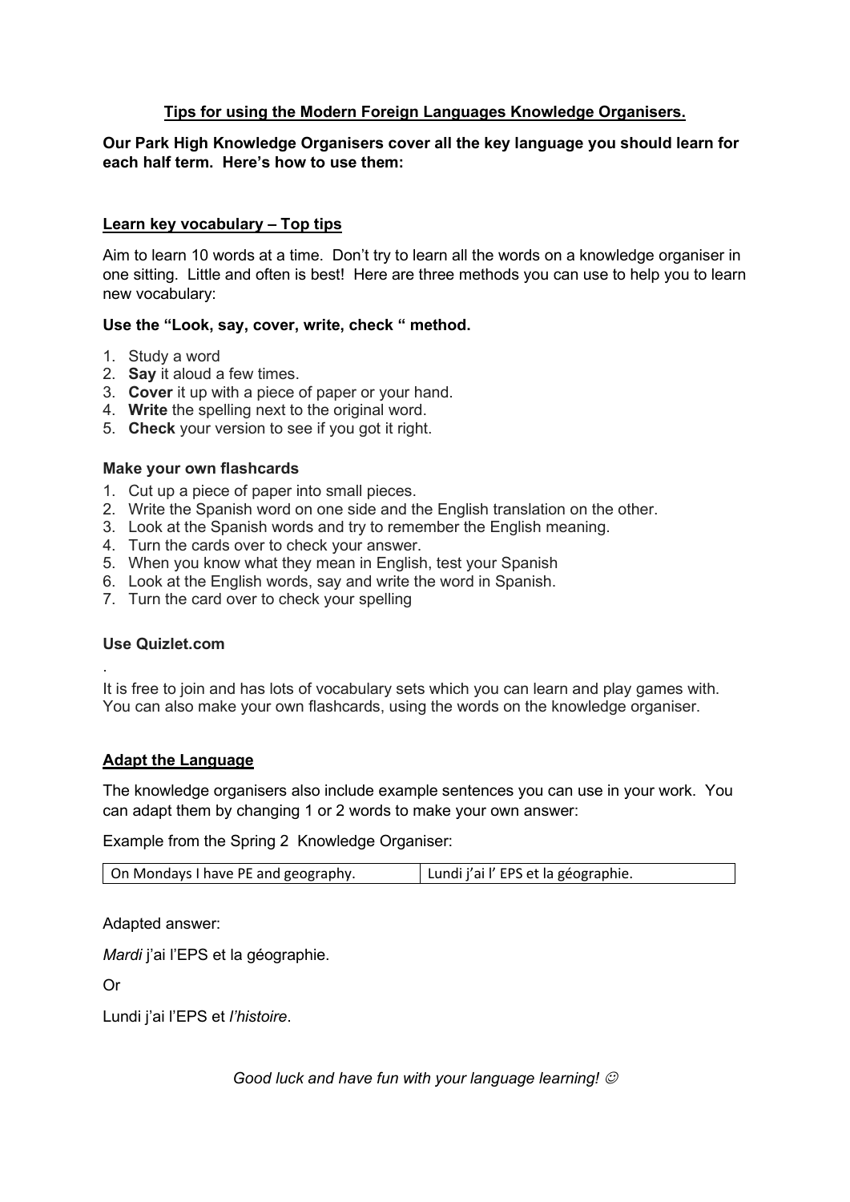## Tips for using the Modern Foreign Languages Knowledge Organisers.

**Our Park High Knowledge Organisers cover all the key language you should learn for each half term. Here's how to use them:**

### Learn key vocabulary – Top tips

Aim to learn 10 words at a time. Don't try to learn all the words on a knowledge organiser in one sitting. Little and often is best! Here are three methods you can use to help you to learn new vocabulary:

**Use the "Look, say, cover, write, check " method.**

1. Study a word
2. **Say** it aloud a few times.
3. **Cover** it up with a piece of paper or your hand.
4. **Write** the spelling next to the original word.
5. **Check** your version to see if you got it right.

**Make your own flashcards**

1. Cut up a piece of paper into small pieces.
2. Write the Spanish word on one side and the English translation on the other.
3. Look at the Spanish words and try to remember the English meaning.
4. Turn the cards over to check your answer.
5. When you know what they mean in English, test your Spanish
6. Look at the English words, say and write the word in Spanish.
7. Turn the card over to check your spelling

**Use Quizlet.com**

.

It is free to join and has lots of vocabulary sets which you can learn and play games with. You can also make your own flashcards, using the words on the knowledge organiser.

### Adapt the Language

The knowledge organisers also include example sentences you can use in your work. You can adapt them by changing 1 or 2 words to make your own answer:

Example from the Spring 2 Knowledge Organiser:

| On Mondays I have PE and geography. | Lundi j'ai l' EPS et la géographie. |
|---|---|

Adapted answer:

*Mardi* j'ai l'EPS et la géographie.

Or

Lundi j'ai l'EPS et *l'histoire*.

*Good luck and have fun with your language learning!* ☺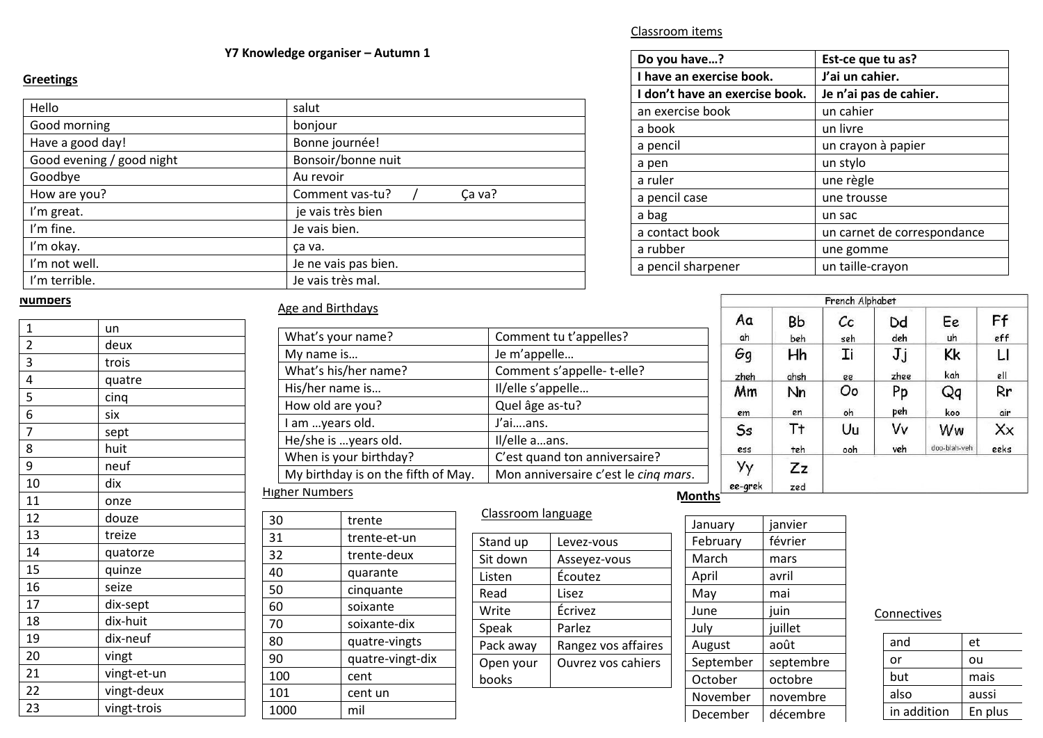# Y7 Knowledge organiser – Autumn 1

## Greetings

| Hello | salut |
|---|---|
| Good morning | bonjour |
| Have a good day! | Bonne journée! |
| Good evening / good night | Bonsoir/bonne nuit |
| Goodbye | Au revoir |
| How are you? | Comment vas-tu? / Ça va? |
| I'm great. | je vais très bien |
| I'm fine. | Je vais bien. |
| I'm okay. | ça va. |
| I'm not well. | Je ne vais pas bien. |
| I'm terrible. | Je vais très mal. |

## Classroom items

| Do you have…? | Est-ce que tu as? |
|---|---|
| **I have an exercise book.** | **J'ai un cahier.** |
| **I don't have an exercise book.** | **Je n'ai pas de cahier.** |
| an exercise book | un cahier |
| a book | un livre |
| a pencil | un crayon à papier |
| a pen | un stylo |
| a ruler | une règle |
| a pencil case | une trousse |
| a bag | un sac |
| a contact book | un carnet de correspondance |
| a rubber | une gomme |
| a pencil sharpener | un taille-crayon |

## Numbers

| 1 | un |
|---|---|
| 2 | deux |
| 3 | trois |
| 4 | quatre |
| 5 | cinq |
| 6 | six |
| 7 | sept |
| 8 | huit |
| 9 | neuf |
| 10 | dix |
| 11 | onze |
| 12 | douze |
| 13 | treize |
| 14 | quatorze |
| 15 | quinze |
| 16 | seize |
| 17 | dix-sept |
| 18 | dix-huit |
| 19 | dix-neuf |
| 20 | vingt |
| 21 | vingt-et-un |
| 22 | vingt-deux |
| 23 | vingt-trois |

## Age and Birthdays

| What's your name? | Comment tu t'appelles? |
|---|---|
| My name is… | Je m'appelle… |
| What's his/her name? | Comment s'appelle- t-elle? |
| His/her name is… | Il/elle s'appelle… |
| How old are you? | Quel âge as-tu? |
| I am …years old. | J'ai….ans. |
| He/she is …years old. | Il/elle a…ans. |
| When is your birthday? | C'est quand ton anniversaire? |
| My birthday is on the fifth of May. | Mon anniversaire c'est le *cinq mars*. |

## French Alphabet

| Aa | Bb | Cc | Dd | Ee | Ff |
|---|---|---|---|---|---|
| ah | beh | seh | deh | uh | eff |
| **Gg** | **Hh** | **Ii** | **Jj** | **Kk** | **Ll** |
| zheh | ahsh | ee | zhee | kah | ell |
| **Mm** | **Nn** | **Oo** | **Pp** | **Qq** | **Rr** |
| em | en | oh | peh | koo | air |
| **Ss** | **Tt** | **Uu** | **Vv** | **Ww** | **Xx** |
| ess | teh | ooh | veh | doo-blah-veh | eeks |
| **Yy** | **Zz** | | | | |
| ee-grek | zed | | | | |

## Higher Numbers

| 30 | trente |
|---|---|
| 31 | trente-et-un |
| 32 | trente-deux |
| 40 | quarante |
| 50 | cinquante |
| 60 | soixante |
| 70 | soixante-dix |
| 80 | quatre-vingts |
| 90 | quatre-vingt-dix |
| 100 | cent |
| 101 | cent un |
| 1000 | mil |

## Classroom language

| Stand up | Levez-vous |
|---|---|
| Sit down | Asseyez-vous |
| Listen | Écoutez |
| Read | Lisez |
| Write | Écrivez |
| Speak | Parlez |
| Pack away | Rangez vos affaires |
| Open your books | Ouvrez vos cahiers |

## Months

| January | janvier |
|---|---|
| February | février |
| March | mars |
| April | avril |
| May | mai |
| June | juin |
| July | juillet |
| August | août |
| September | septembre |
| October | octobre |
| November | novembre |
| December | décembre |

## Connectives

| and | et |
|---|---|
| or | ou |
| but | mais |
| also | aussi |
| in addition | En plus |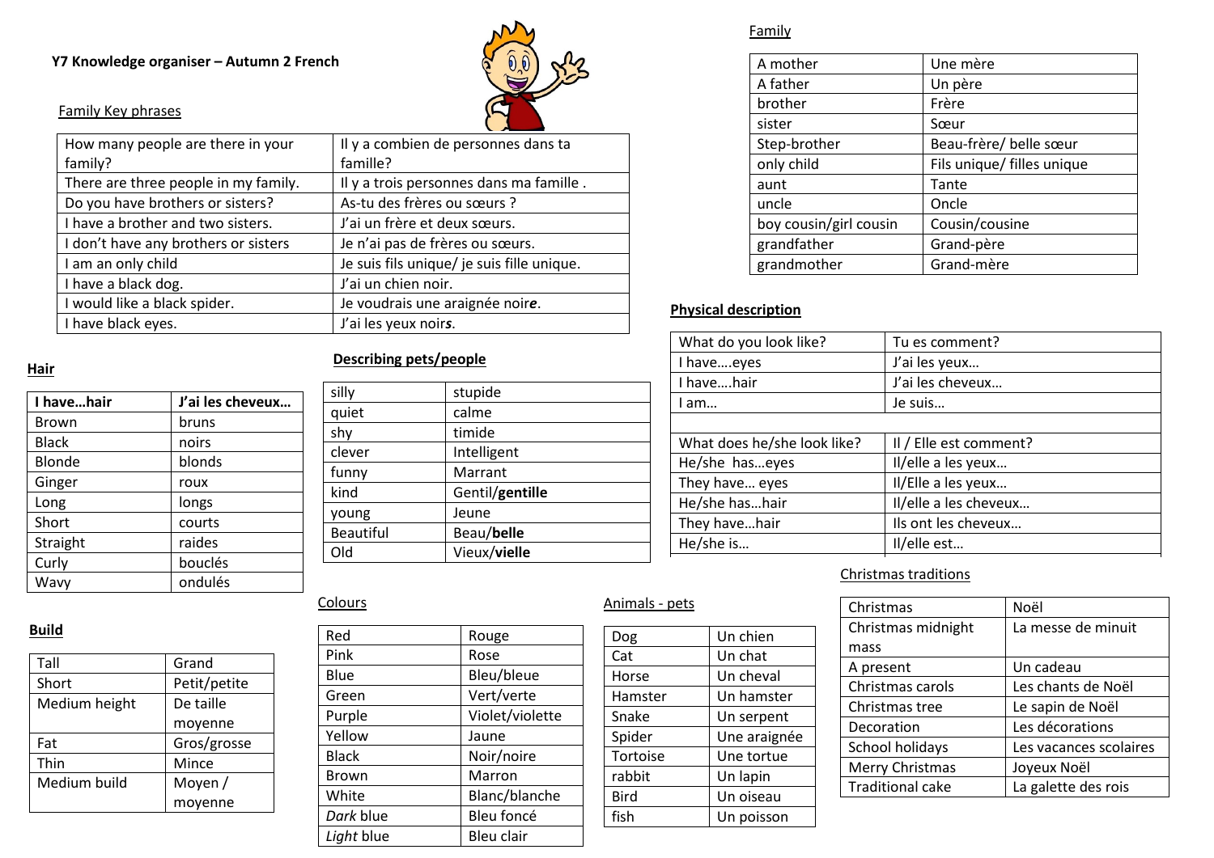# Y7 Knowledge organiser – Autumn 2 French

## Family Key phrases

| | |
|---|---|
| How many people are there in your family? | Il y a combien de personnes dans ta famille? |
| There are three people in my family. | Il y a trois personnes dans ma famille . |
| Do you have brothers or sisters? | As-tu des frères ou sœurs ? |
| I have a brother and two sisters. | J'ai un frère et deux sœurs. |
| I don't have any brothers or sisters | Je n'ai pas de frères ou sœurs. |
| I am an only child | Je suis fils unique/ je suis fille unique. |
| I have a black dog. | J'ai un chien noir. |
| I would like a black spider. | Je voudrais une araignée noir***e***. |
| I have black eyes. | J'ai les yeux noir***s***. |

## Family

| | |
|---|---|
| A mother | Une mère |
| A father | Un père |
| brother | Frère |
| sister | Sœur |
| Step-brother | Beau-frère/ belle sœur |
| only child | Fils unique/ filles unique |
| aunt | Tante |
| uncle | Oncle |
| boy cousin/girl cousin | Cousin/cousine |
| grandfather | Grand-père |
| grandmother | Grand-mère |

## Hair

| I have…hair | J'ai les cheveux… |
|---|---|
| Brown | bruns |
| Black | noirs |
| Blonde | blonds |
| Ginger | roux |
| Long | longs |
| Short | courts |
| Straight | raides |
| Curly | bouclés |
| Wavy | ondulés |

## Describing pets/people

| | |
|---|---|
| silly | stupide |
| quiet | calme |
| shy | timide |
| clever | Intelligent |
| funny | Marrant |
| kind | Gentil/**gentille** |
| young | Jeune |
| Beautiful | Beau/**belle** |
| Old | Vieux/**vielle** |

## Physical description

| | |
|---|---|
| What do you look like? | Tu es comment? |
| I have….eyes | J'ai les yeux… |
| I have….hair | J'ai les cheveux… |
| I am… | Je suis… |
| | |
| What does he/she look like? | Il / Elle est comment? |
| He/she has…eyes | Il/elle a les yeux… |
| They have… eyes | Il/Elle a les yeux… |
| He/she has…hair | Il/elle a les cheveux… |
| They have…hair | Ils ont les cheveux… |
| He/she is… | Il/elle est… |

## Build

| | |
|---|---|
| Tall | Grand |
| Short | Petit/petite |
| Medium height | De taille moyenne |
| Fat | Gros/grosse |
| Thin | Mince |
| Medium build | Moyen / moyenne |

## Colours

| | |
|---|---|
| Red | Rouge |
| Pink | Rose |
| Blue | Bleu/bleue |
| Green | Vert/verte |
| Purple | Violet/violette |
| Yellow | Jaune |
| Black | Noir/noire |
| Brown | Marron |
| White | Blanc/blanche |
| *Dark* blue | Bleu foncé |
| *Light* blue | Bleu clair |

## Animals - pets

| | |
|---|---|
| Dog | Un chien |
| Cat | Un chat |
| Horse | Un cheval |
| Hamster | Un hamster |
| Snake | Un serpent |
| Spider | Une araignée |
| Tortoise | Une tortue |
| rabbit | Un lapin |
| Bird | Un oiseau |
| fish | Un poisson |

## Christmas traditions

| | |
|---|---|
| Christmas | Noël |
| Christmas midnight mass | La messe de minuit |
| A present | Un cadeau |
| Christmas carols | Les chants de Noël |
| Christmas tree | Le sapin de Noël |
| Decoration | Les décorations |
| School holidays | Les vacances scolaires |
| Merry Christmas | Joyeux Noël |
| Traditional cake | La galette des rois |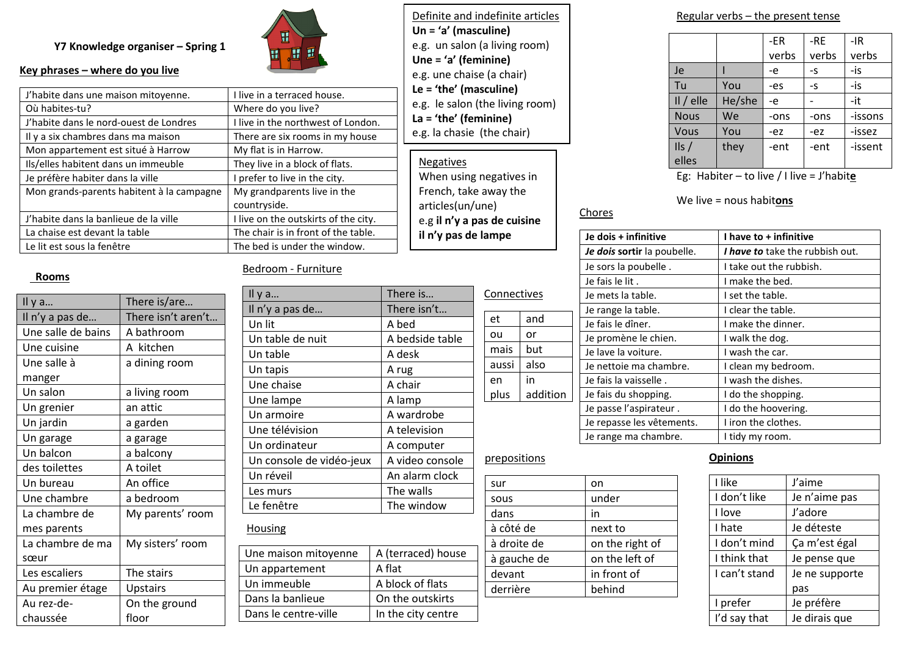# Y7 Knowledge organiser – Spring 1

## Key phrases – where do you live

| | |
|---|---|
| J'habite dans une maison mitoyenne. | I live in a terraced house. |
| Où habites-tu? | Where do you live? |
| J'habite dans le nord-ouest de Londres | I live in the northwest of London. |
| Il y a six chambres dans ma maison | There are six rooms in my house |
| Mon appartement est situé à Harrow | My flat is in Harrow. |
| Ils/elles habitent dans un immeuble | They live in a block of flats. |
| Je préfère habiter dans la ville | I prefer to live in the city. |
| Mon grands-parents habitent à la campagne | My grandparents live in the countryside. |
| J'habite dans la banlieue de la ville | I live on the outskirts of the city. |
| La chaise est devant la table | The chair is in front of the table. |
| Le lit est sous la fenêtre | The bed is under the window. |

## Definite and indefinite articles

**Un = 'a' (masculine)**
e.g. un salon (a living room)
**Une = 'a' (feminine)**
e.g. une chaise (a chair)
**Le = 'the' (masculine)**
e.g. le salon (the living room)
**La = 'the' (feminine)**
e.g. la chasie (the chair)

## Negatives

When using negatives in French, take away the articles(un/une)
e.g **il n'y a pas de cuisine**
**il n'y pas de lampe**

## Regular verbs – the present tense

| | | -ER verbs | -RE verbs | -IR verbs |
|---|---|---|---|---|
| Je | I | -e | -s | -is |
| Tu | You | -es | -s | -is |
| Il / elle | He/she | -e | - | -it |
| Nous | We | -ons | -ons | -issons |
| Vous | You | -ez | -ez | -issez |
| Ils / elles | they | -ent | -ent | -issent |

Eg: Habiter – to live / I live = J'habit**e**

We live = nous habit**ons**

## Rooms

| Il y a… | There is/are… |
|---|---|
| Il n'y a pas de… | There isn't aren't… |
| Une salle de bains | A bathroom |
| Une cuisine | A kitchen |
| Une salle à manger | a dining room |
| Un salon | a living room |
| Un grenier | an attic |
| Un jardin | a garden |
| Un garage | a garage |
| Un balcon | a balcony |
| des toilettes | A toilet |
| Un bureau | An office |
| Une chambre | a bedroom |
| La chambre de mes parents | My parents' room |
| La chambre de ma sœur | My sisters' room |
| Les escaliers | The stairs |
| Au premier étage | Upstairs |
| Au rez-de-chaussée | On the ground floor |

## Bedroom - Furniture

| Il y a… | There is… |
|---|---|
| Il n'y a pas de… | There isn't… |
| Un lit | A bed |
| Un table de nuit | A bedside table |
| Un table | A desk |
| Un tapis | A rug |
| Une chaise | A chair |
| Une lampe | A lamp |
| Un armoire | A wardrobe |
| Une télévision | A television |
| Un ordinateur | A computer |
| Un console de vidéo-jeux | A video console |
| Un réveil | An alarm clock |
| Les murs | The walls |
| Le fenêtre | The window |

## Housing

| | |
|---|---|
| Une maison mitoyenne | A (terraced) house |
| Un appartement | A flat |
| Un immeuble | A block of flats |
| Dans la banlieue | On the outskirts |
| Dans le centre-ville | In the city centre |

## Connectives

| | |
|---|---|
| et | and |
| ou | or |
| mais | but |
| aussi | also |
| en plus | in addition |

## prepositions

| | |
|---|---|
| sur | on |
| sous | under |
| dans | in |
| à côté de | next to |
| à droite de | on the right of |
| à gauche de | on the left of |
| devant | in front of |
| derrière | behind |

## Chores

| **Je dois + infinitive** | **I have to + infinitive** |
|---|---|
| ***Je dois* sortir** la poubelle. | ***I have to*** take the rubbish out. |
| Je sors la poubelle . | I take out the rubbish. |
| Je fais le lit . | I make the bed. |
| Je mets la table. | I set the table. |
| Je range la table. | I clear the table. |
| Je fais le dîner. | I make the dinner. |
| Je promène le chien. | I walk the dog. |
| Je lave la voiture. | I wash the car. |
| Je nettoie ma chambre. | I clean my bedroom. |
| Je fais la vaisselle . | I wash the dishes. |
| Je fais du shopping. | I do the shopping. |
| Je passe l'aspirateur . | I do the hoovering. |
| Je repasse les vêtements. | I iron the clothes. |
| Je range ma chambre. | I tidy my room. |

## Opinions

| | |
|---|---|
| I like | J'aime |
| I don't like | Je n'aime pas |
| I love | J'adore |
| I hate | Je déteste |
| I don't mind | Ça m'est égal |
| I think that | Je pense que |
| I can't stand | Je ne supporte pas |
| I prefer | Je préfère |
| I'd say that | Je dirais que |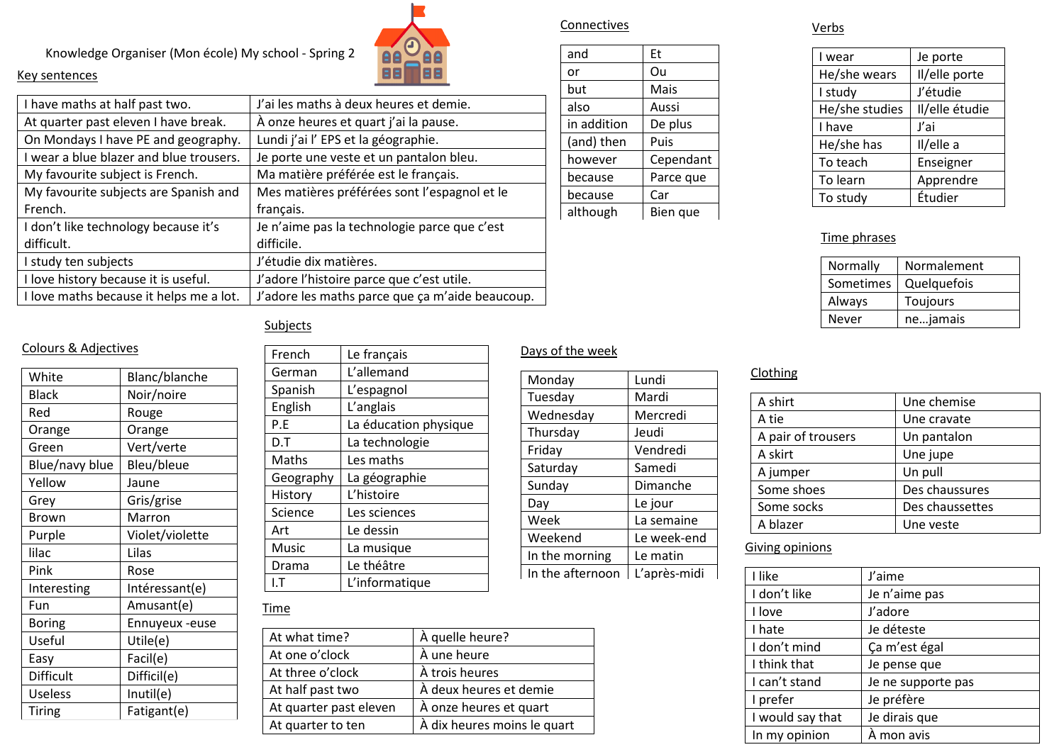# Knowledge Organiser (Mon école) My school - Spring 2

## Key sentences

| | |
|---|---|
| I have maths at half past two. | J'ai les maths à deux heures et demie. |
| At quarter past eleven I have break. | À onze heures et quart j'ai la pause. |
| On Mondays I have PE and geography. | Lundi j'ai l' EPS et la géographie. |
| I wear a blue blazer and blue trousers. | Je porte une veste et un pantalon bleu. |
| My favourite subject is French. | Ma matière préférée est le français. |
| My favourite subjects are Spanish and French. | Mes matières préférées sont l'espagnol et le français. |
| I don't like technology because it's difficult. | Je n'aime pas la technologie parce que c'est difficile. |
| I study ten subjects | J'étudie dix matières. |
| I love history because it is useful. | J'adore l'histoire parce que c'est utile. |
| I love maths because it helps me a lot. | J'adore les maths parce que ça m'aide beaucoup. |

## Connectives

| | |
|---|---|
| and | Et |
| or | Ou |
| but | Mais |
| also | Aussi |
| in addition | De plus |
| (and) then | Puis |
| however | Cependant |
| because | Parce que |
| because | Car |
| although | Bien que |

## Verbs

| | |
|---|---|
| I wear | Je porte |
| He/she wears | Il/elle porte |
| I study | J'étudie |
| He/she studies | Il/elle étudie |
| I have | J'ai |
| He/she has | Il/elle a |
| To teach | Enseigner |
| To learn | Apprendre |
| To study | Étudier |

## Time phrases

| | |
|---|---|
| Normally | Normalement |
| Sometimes | Quelquefois |
| Always | Toujours |
| Never | ne…jamais |

## Colours & Adjectives

| | |
|---|---|
| White | Blanc/blanche |
| Black | Noir/noire |
| Red | Rouge |
| Orange | Orange |
| Green | Vert/verte |
| Blue/navy blue | Bleu/bleue |
| Yellow | Jaune |
| Grey | Gris/grise |
| Brown | Marron |
| Purple | Violet/violette |
| lilac | Lilas |
| Pink | Rose |
| Interesting | Intéressant(e) |
| Fun | Amusant(e) |
| Boring | Ennuyeux -euse |
| Useful | Utile(e) |
| Easy | Facil(e) |
| Difficult | Difficil(e) |
| Useless | Inutil(e) |
| Tiring | Fatigant(e) |

## Subjects

| | |
|---|---|
| French | Le français |
| German | L'allemand |
| Spanish | L'espagnol |
| English | L'anglais |
| P.E | La éducation physique |
| D.T | La technologie |
| Maths | Les maths |
| Geography | La géographie |
| History | L'histoire |
| Science | Les sciences |
| Art | Le dessin |
| Music | La musique |
| Drama | Le théâtre |
| I.T | L'informatique |

## Time

| | |
|---|---|
| At what time? | À quelle heure? |
| At one o'clock | À une heure |
| At three o'clock | À trois heures |
| At half past two | À deux heures et demie |
| At quarter past eleven | À onze heures et quart |
| At quarter to ten | À dix heures moins le quart |

## Days of the week

| | |
|---|---|
| Monday | Lundi |
| Tuesday | Mardi |
| Wednesday | Mercredi |
| Thursday | Jeudi |
| Friday | Vendredi |
| Saturday | Samedi |
| Sunday | Dimanche |
| Day | Le jour |
| Week | La semaine |
| Weekend | Le week-end |
| In the morning | Le matin |
| In the afternoon | L'après-midi |

## Clothing

| | |
|---|---|
| A shirt | Une chemise |
| A tie | Une cravate |
| A pair of trousers | Un pantalon |
| A skirt | Une jupe |
| A jumper | Un pull |
| Some shoes | Des chaussures |
| Some socks | Des chaussettes |
| A blazer | Une veste |

## Giving opinions

| | |
|---|---|
| I like | J'aime |
| I don't like | Je n'aime pas |
| I love | J'adore |
| I hate | Je déteste |
| I don't mind | Ça m'est égal |
| I think that | Je pense que |
| I can't stand | Je ne supporte pas |
| I prefer | Je préfère |
| I would say that | Je dirais que |
| In my opinion | À mon avis |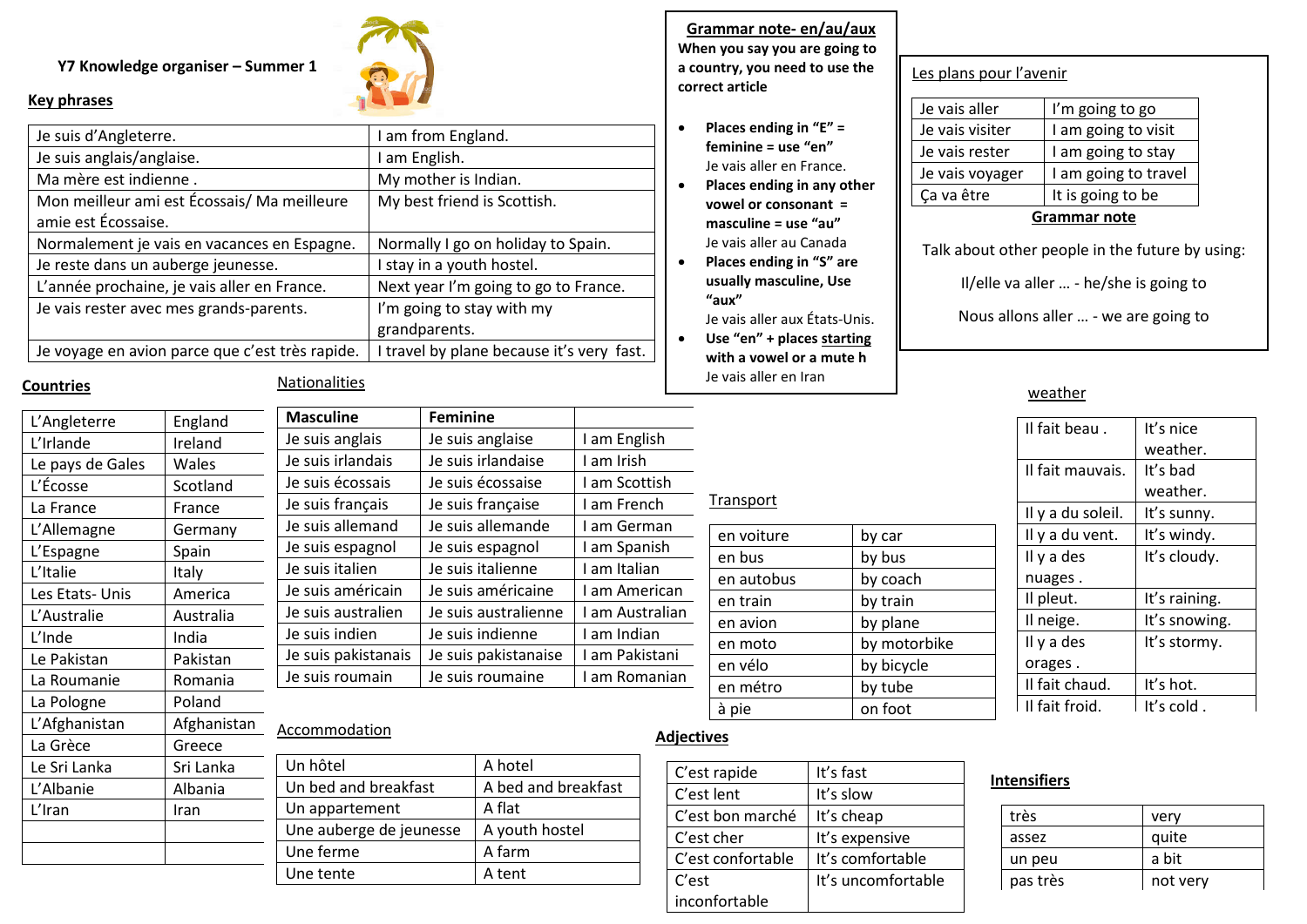# Y7 Knowledge organiser – Summer 1

## Key phrases

| | |
|---|---|
| Je suis d'Angleterre. | I am from England. |
| Je suis anglais/anglaise. | I am English. |
| Ma mère est indienne . | My mother is Indian. |
| Mon meilleur ami est Écossais/ Ma meilleure amie est Écossaise. | My best friend is Scottish. |
| Normalement je vais en vacances en Espagne. | Normally I go on holiday to Spain. |
| Je reste dans un auberge jeunesse. | I stay in a youth hostel. |
| L'année prochaine, je vais aller en France. | Next year I'm going to go to France. |
| Je vais rester avec mes grands-parents. | I'm going to stay with my grandparents. |
| Je voyage en avion parce que c'est très rapide. | I travel by plane because it's very fast. |

**Grammar note- en/au/aux**

**When you say you are going to a country, you need to use the correct article**

- **Places ending in "E" = feminine = use "en"**
  Je vais aller en France.
- **Places ending in any other vowel or consonant = masculine = use "au"**
  Je vais aller au Canada
- **Places ending in "S" are usually masculine, Use "aux"**
  Je vais aller aux États-Unis.
- **Use "en" + places starting with a vowel or a mute h**
  Je vais aller en Iran

## Les plans pour l'avenir

| | |
|---|---|
| Je vais aller | I'm going to go |
| Je vais visiter | I am going to visit |
| Je vais rester | I am going to stay |
| Je vais voyager | I am going to travel |
| Ça va être | It is going to be |

**Grammar note**

Talk about other people in the future by using:

Il/elle va aller … - he/she is going to

Nous allons aller … - we are going to

## Countries

| | |
|---|---|
| L'Angleterre | England |
| L'Irlande | Ireland |
| Le pays de Gales | Wales |
| L'Écosse | Scotland |
| La France | France |
| L'Allemagne | Germany |
| L'Espagne | Spain |
| L'Italie | Italy |
| Les Etats- Unis | America |
| L'Australie | Australia |
| L'Inde | India |
| Le Pakistan | Pakistan |
| La Roumanie | Romania |
| La Pologne | Poland |
| L'Afghanistan | Afghanistan |
| La Grèce | Greece |
| Le Sri Lanka | Sri Lanka |
| L'Albanie | Albania |
| L'Iran | Iran |
| | |
| | |

## Nationalities

| Masculine | Feminine | |
|---|---|---|
| Je suis anglais | Je suis anglaise | I am English |
| Je suis irlandais | Je suis irlandaise | I am Irish |
| Je suis écossais | Je suis écossaise | I am Scottish |
| Je suis français | Je suis française | I am French |
| Je suis allemand | Je suis allemande | I am German |
| Je suis espagnol | Je suis espagnol | I am Spanish |
| Je suis italien | Je suis italienne | I am Italian |
| Je suis américain | Je suis américaine | I am American |
| Je suis australien | Je suis australienne | I am Australian |
| Je suis indien | Je suis indienne | I am Indian |
| Je suis pakistanais | Je suis pakistanaise | I am Pakistani |
| Je suis roumain | Je suis roumaine | I am Romanian |

## weather

| | |
|---|---|
| Il fait beau . | It's nice weather. |
| Il fait mauvais. | It's bad weather. |
| Il y a du soleil. | It's sunny. |
| Il y a du vent. | It's windy. |
| Il y a des nuages . | It's cloudy. |
| Il pleut. | It's raining. |
| Il neige. | It's snowing. |
| Il y a des orages . | It's stormy. |
| Il fait chaud. | It's hot. |
| Il fait froid. | It's cold . |

## Transport

| | |
|---|---|
| en voiture | by car |
| en bus | by bus |
| en autobus | by coach |
| en train | by train |
| en avion | by plane |
| en moto | by motorbike |
| en vélo | by bicycle |
| en métro | by tube |
| à pie | on foot |

## Accommodation

| | |
|---|---|
| Un hôtel | A hotel |
| Un bed and breakfast | A bed and breakfast |
| Un appartement | A flat |
| Une auberge de jeunesse | A youth hostel |
| Une ferme | A farm |
| Une tente | A tent |

## Adjectives

| | |
|---|---|
| C'est rapide | It's fast |
| C'est lent | It's slow |
| C'est bon marché | It's cheap |
| C'est cher | It's expensive |
| C'est confortable | It's comfortable |
| C'est inconfortable | It's uncomfortable |

## Intensifiers

| | |
|---|---|
| très | very |
| assez | quite |
| un peu | a bit |
| pas très | not very |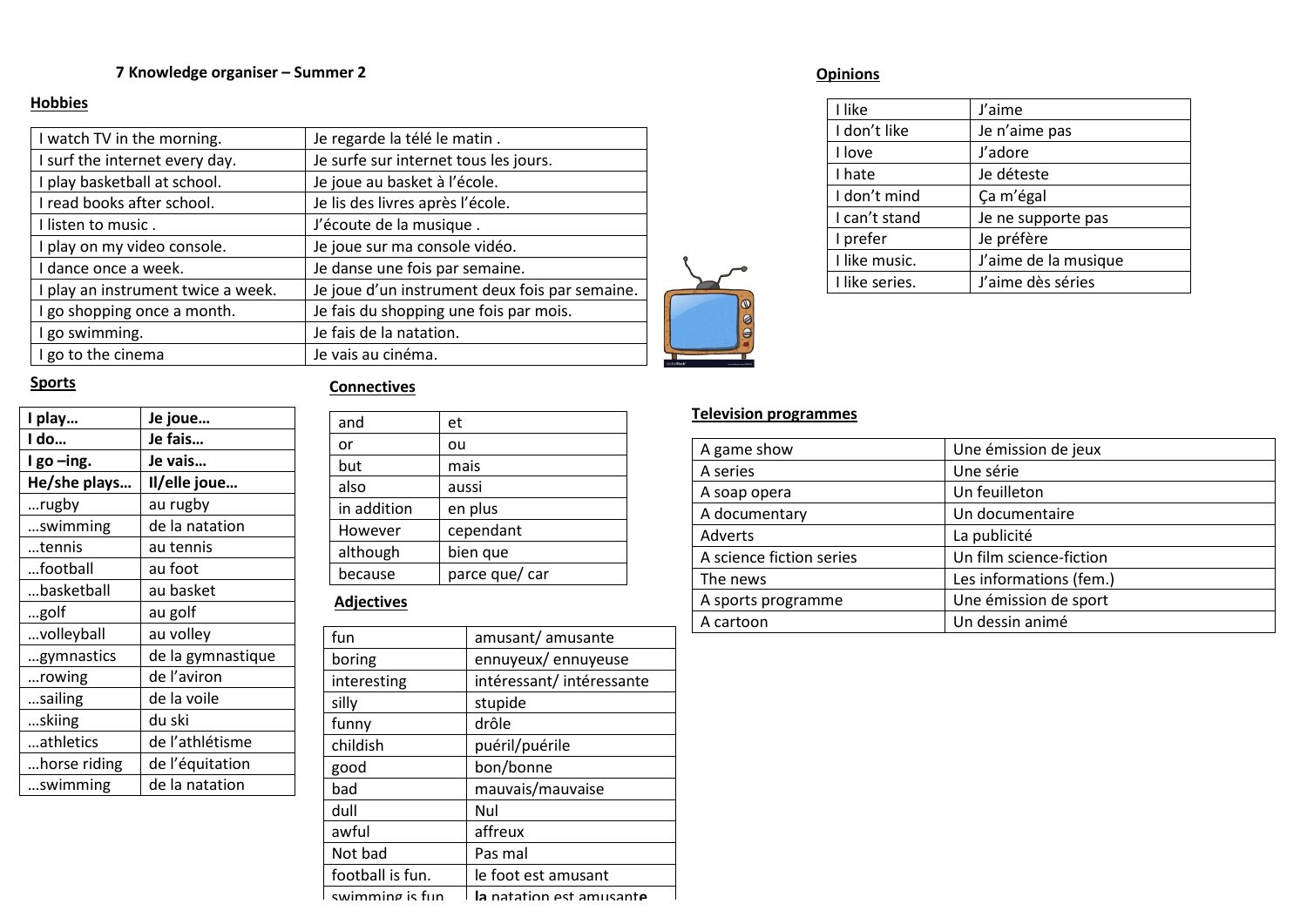# 7 Knowledge organiser – Summer 2

## Hobbies

| | |
|---|---|
| I watch TV in the morning. | Je regarde la télé le matin . |
| I surf the internet every day. | Je surfe sur internet tous les jours. |
| I play basketball at school. | Je joue au basket à l'école. |
| I read books after school. | Je lis des livres après l'école. |
| I listen to music . | J'écoute de la musique . |
| I play on my video console. | Je joue sur ma console vidéo. |
| I dance once a week. | Je danse une fois par semaine. |
| I play an instrument twice a week. | Je joue d'un instrument deux fois par semaine. |
| I go shopping once a month. | Je fais du shopping une fois par mois. |
| I go swimming. | Je fais de la natation. |
| I go to the cinema | Je vais au cinéma. |

## Sports

| | |
|---|---|
| **I play…** | **Je joue…** |
| **I do…** | **Je fais…** |
| **I go –ing.** | **Je vais…** |
| **He/she plays…** | **Il/elle joue…** |
| …rugby | au rugby |
| …swimming | de la natation |
| …tennis | au tennis |
| …football | au foot |
| …basketball | au basket |
| …golf | au golf |
| …volleyball | au volley |
| …gymnastics | de la gymnastique |
| …rowing | de l'aviron |
| …sailing | de la voile |
| …skiing | du ski |
| …athletics | de l'athlétisme |
| …horse riding | de l'équitation |
| …swimming | de la natation |

## Connectives

| | |
|---|---|
| and | et |
| or | ou |
| but | mais |
| also | aussi |
| in addition | en plus |
| However | cependant |
| although | bien que |
| because | parce que/ car |

## Adjectives

| | |
|---|---|
| fun | amusant/ amusante |
| boring | ennuyeux/ ennuyeuse |
| interesting | intéressant/ intéressante |
| silly | stupide |
| funny | drôle |
| childish | puéril/puérile |
| good | bon/bonne |
| bad | mauvais/mauvaise |
| dull | Nul |
| awful | affreux |
| Not bad | Pas mal |
| football is fun. | le foot est amusant |
| swimming is fun | **la** natation est amusant**e** |

## Opinions

| | |
|---|---|
| I like | J'aime |
| I don't like | Je n'aime pas |
| I love | J'adore |
| I hate | Je déteste |
| I don't mind | Ça m'égal |
| I can't stand | Je ne supporte pas |
| I prefer | Je préfère |
| I like music. | J'aime de la musique |
| I like series. | J'aime dès séries |

## Television programmes

| | |
|---|---|
| A game show | Une émission de jeux |
| A series | Une série |
| A soap opera | Un feuilleton |
| A documentary | Un documentaire |
| Adverts | La publicité |
| A science fiction series | Un film science-fiction |
| The news | Les informations (fem.) |
| A sports programme | Une émission de sport |
| A cartoon | Un dessin animé |